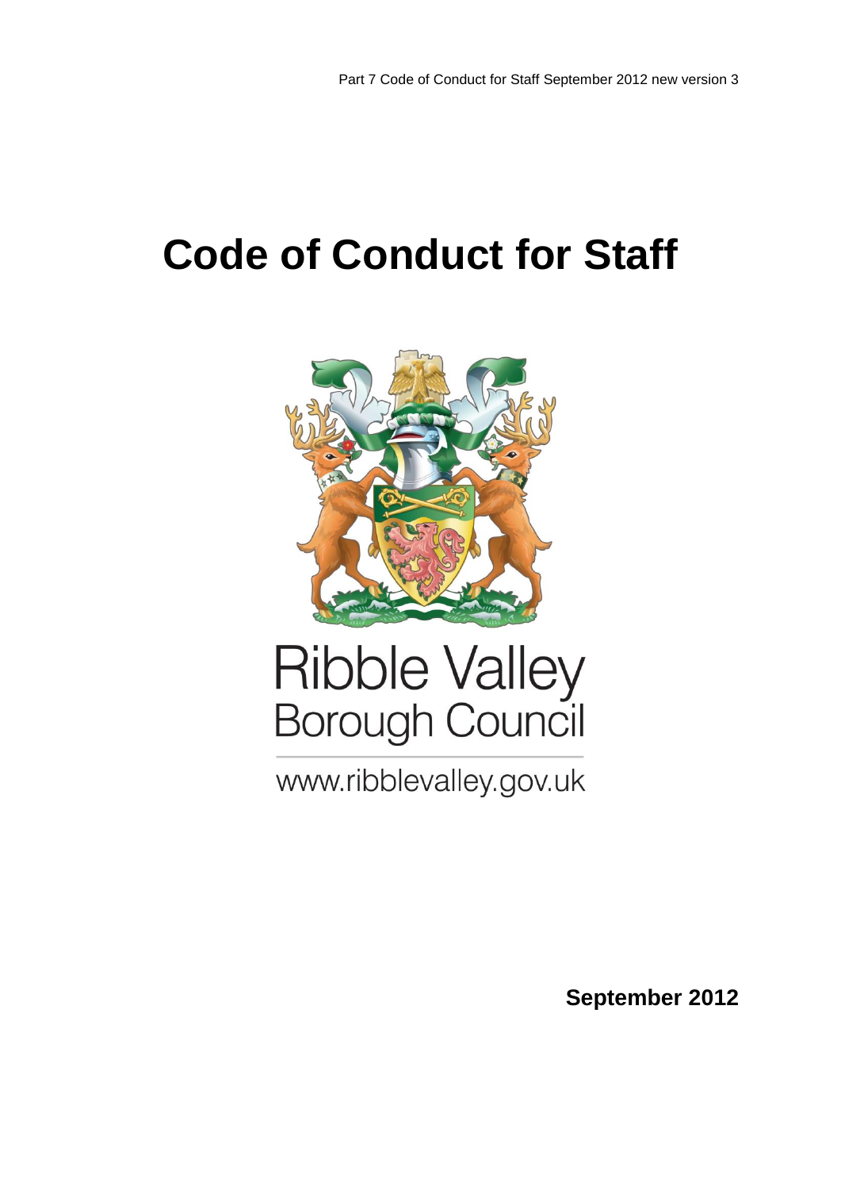# Code of Conduct for Staff

Ribble Valley
Borough Council

www.ribblevalley.gov.uk

**September 2012**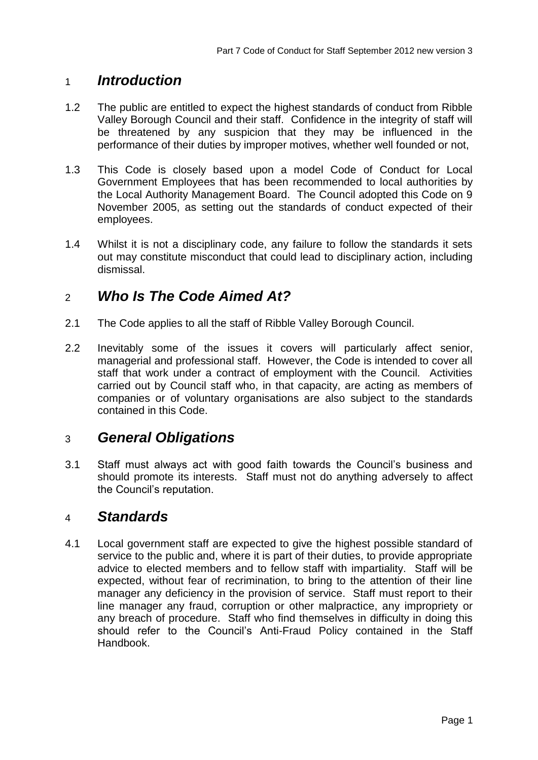# 1 *Introduction*

1.2 The public are entitled to expect the highest standards of conduct from Ribble Valley Borough Council and their staff. Confidence in the integrity of staff will be threatened by any suspicion that they may be influenced in the performance of their duties by improper motives, whether well founded or not,

1.3 This Code is closely based upon a model Code of Conduct for Local Government Employees that has been recommended to local authorities by the Local Authority Management Board. The Council adopted this Code on 9 November 2005, as setting out the standards of conduct expected of their employees.

1.4 Whilst it is not a disciplinary code, any failure to follow the standards it sets out may constitute misconduct that could lead to disciplinary action, including dismissal.

# 2 *Who Is The Code Aimed At?*

2.1 The Code applies to all the staff of Ribble Valley Borough Council.

2.2 Inevitably some of the issues it covers will particularly affect senior, managerial and professional staff. However, the Code is intended to cover all staff that work under a contract of employment with the Council. Activities carried out by Council staff who, in that capacity, are acting as members of companies or of voluntary organisations are also subject to the standards contained in this Code.

# 3 *General Obligations*

3.1 Staff must always act with good faith towards the Council's business and should promote its interests. Staff must not do anything adversely to affect the Council's reputation.

# 4 *Standards*

4.1 Local government staff are expected to give the highest possible standard of service to the public and, where it is part of their duties, to provide appropriate advice to elected members and to fellow staff with impartiality. Staff will be expected, without fear of recrimination, to bring to the attention of their line manager any deficiency in the provision of service. Staff must report to their line manager any fraud, corruption or other malpractice, any impropriety or any breach of procedure. Staff who find themselves in difficulty in doing this should refer to the Council's Anti-Fraud Policy contained in the Staff Handbook.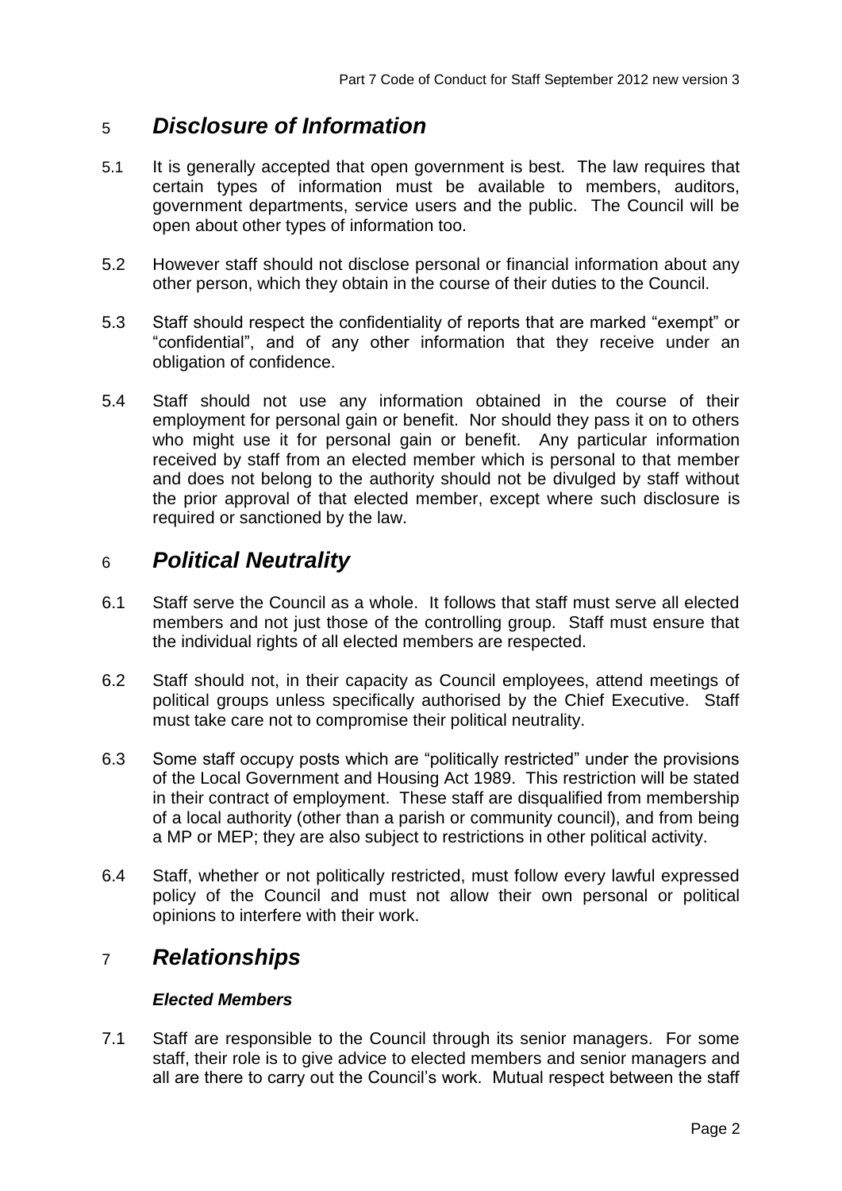## 5 *Disclosure of Information*

5.1 It is generally accepted that open government is best. The law requires that certain types of information must be available to members, auditors, government departments, service users and the public. The Council will be open about other types of information too.

5.2 However staff should not disclose personal or financial information about any other person, which they obtain in the course of their duties to the Council.

5.3 Staff should respect the confidentiality of reports that are marked "exempt" or "confidential", and of any other information that they receive under an obligation of confidence.

5.4 Staff should not use any information obtained in the course of their employment for personal gain or benefit. Nor should they pass it on to others who might use it for personal gain or benefit. Any particular information received by staff from an elected member which is personal to that member and does not belong to the authority should not be divulged by staff without the prior approval of that elected member, except where such disclosure is required or sanctioned by the law.

## 6 *Political Neutrality*

6.1 Staff serve the Council as a whole. It follows that staff must serve all elected members and not just those of the controlling group. Staff must ensure that the individual rights of all elected members are respected.

6.2 Staff should not, in their capacity as Council employees, attend meetings of political groups unless specifically authorised by the Chief Executive. Staff must take care not to compromise their political neutrality.

6.3 Some staff occupy posts which are "politically restricted" under the provisions of the Local Government and Housing Act 1989. This restriction will be stated in their contract of employment. These staff are disqualified from membership of a local authority (other than a parish or community council), and from being a MP or MEP; they are also subject to restrictions in other political activity.

6.4 Staff, whether or not politically restricted, must follow every lawful expressed policy of the Council and must not allow their own personal or political opinions to interfere with their work.

## 7 *Relationships*

### *Elected Members*

7.1 Staff are responsible to the Council through its senior managers. For some staff, their role is to give advice to elected members and senior managers and all are there to carry out the Council's work. Mutual respect between the staff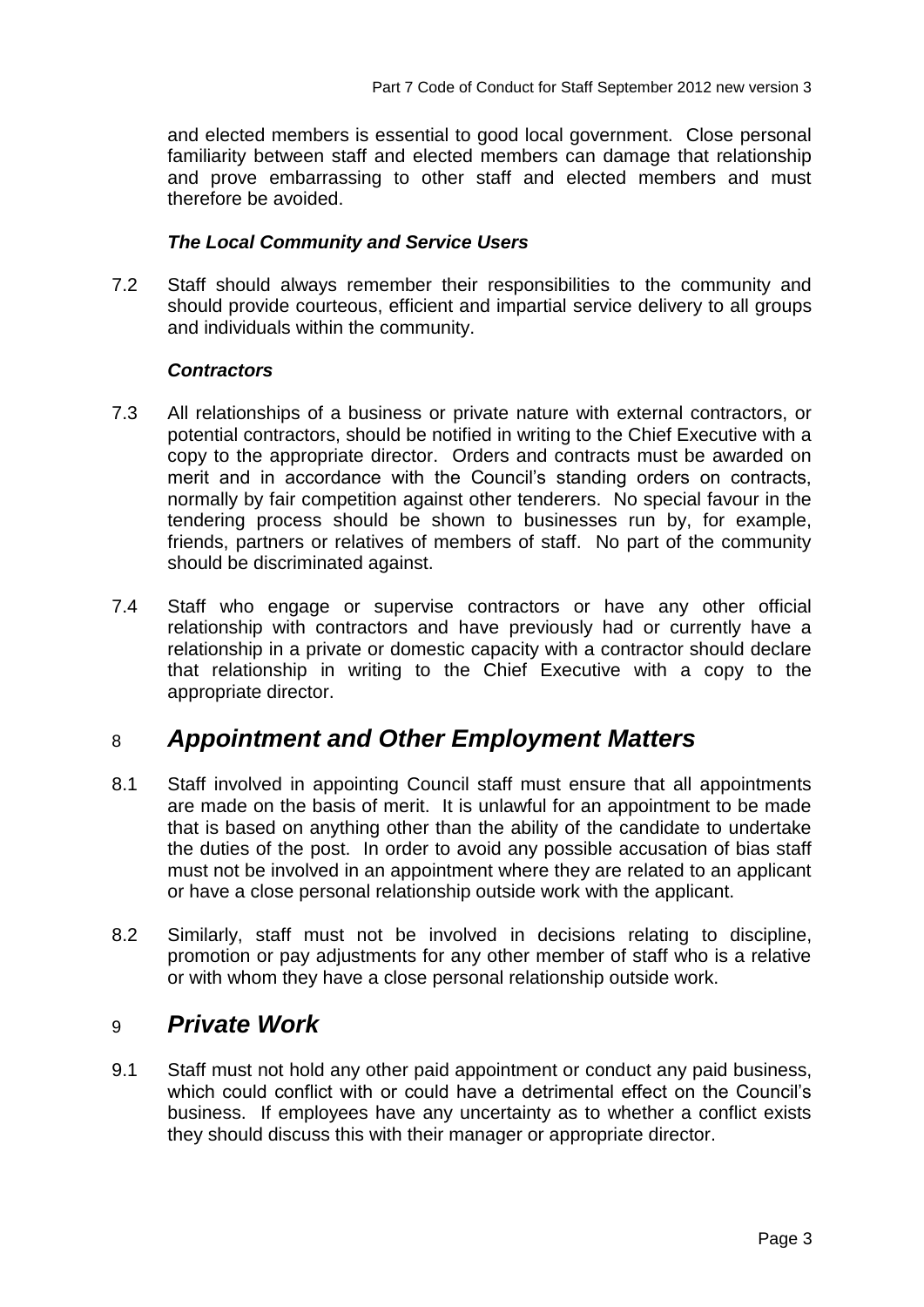and elected members is essential to good local government. Close personal familiarity between staff and elected members can damage that relationship and prove embarrassing to other staff and elected members and must therefore be avoided.

***The Local Community and Service Users***

7.2 Staff should always remember their responsibilities to the community and should provide courteous, efficient and impartial service delivery to all groups and individuals within the community.

***Contractors***

7.3 All relationships of a business or private nature with external contractors, or potential contractors, should be notified in writing to the Chief Executive with a copy to the appropriate director. Orders and contracts must be awarded on merit and in accordance with the Council's standing orders on contracts, normally by fair competition against other tenderers. No special favour in the tendering process should be shown to businesses run by, for example, friends, partners or relatives of members of staff. No part of the community should be discriminated against.

7.4 Staff who engage or supervise contractors or have any other official relationship with contractors and have previously had or currently have a relationship in a private or domestic capacity with a contractor should declare that relationship in writing to the Chief Executive with a copy to the appropriate director.

## 8 *Appointment and Other Employment Matters*

8.1 Staff involved in appointing Council staff must ensure that all appointments are made on the basis of merit. It is unlawful for an appointment to be made that is based on anything other than the ability of the candidate to undertake the duties of the post. In order to avoid any possible accusation of bias staff must not be involved in an appointment where they are related to an applicant or have a close personal relationship outside work with the applicant.

8.2 Similarly, staff must not be involved in decisions relating to discipline, promotion or pay adjustments for any other member of staff who is a relative or with whom they have a close personal relationship outside work.

## 9 *Private Work*

9.1 Staff must not hold any other paid appointment or conduct any paid business, which could conflict with or could have a detrimental effect on the Council's business. If employees have any uncertainty as to whether a conflict exists they should discuss this with their manager or appropriate director.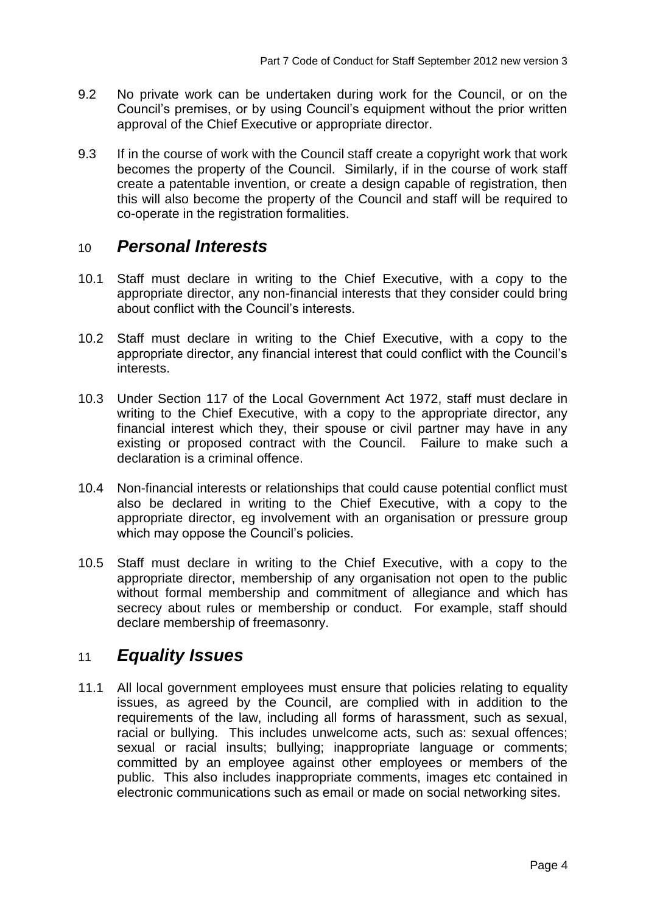9.2 No private work can be undertaken during work for the Council, or on the Council's premises, or by using Council's equipment without the prior written approval of the Chief Executive or appropriate director.

9.3 If in the course of work with the Council staff create a copyright work that work becomes the property of the Council. Similarly, if in the course of work staff create a patentable invention, or create a design capable of registration, then this will also become the property of the Council and staff will be required to co-operate in the registration formalities.

## 10 *Personal Interests*

10.1 Staff must declare in writing to the Chief Executive, with a copy to the appropriate director, any non-financial interests that they consider could bring about conflict with the Council's interests.

10.2 Staff must declare in writing to the Chief Executive, with a copy to the appropriate director, any financial interest that could conflict with the Council's interests.

10.3 Under Section 117 of the Local Government Act 1972, staff must declare in writing to the Chief Executive, with a copy to the appropriate director, any financial interest which they, their spouse or civil partner may have in any existing or proposed contract with the Council. Failure to make such a declaration is a criminal offence.

10.4 Non-financial interests or relationships that could cause potential conflict must also be declared in writing to the Chief Executive, with a copy to the appropriate director, eg involvement with an organisation or pressure group which may oppose the Council's policies.

10.5 Staff must declare in writing to the Chief Executive, with a copy to the appropriate director, membership of any organisation not open to the public without formal membership and commitment of allegiance and which has secrecy about rules or membership or conduct. For example, staff should declare membership of freemasonry.

## 11 *Equality Issues*

11.1 All local government employees must ensure that policies relating to equality issues, as agreed by the Council, are complied with in addition to the requirements of the law, including all forms of harassment, such as sexual, racial or bullying. This includes unwelcome acts, such as: sexual offences; sexual or racial insults; bullying; inappropriate language or comments; committed by an employee against other employees or members of the public. This also includes inappropriate comments, images etc contained in electronic communications such as email or made on social networking sites.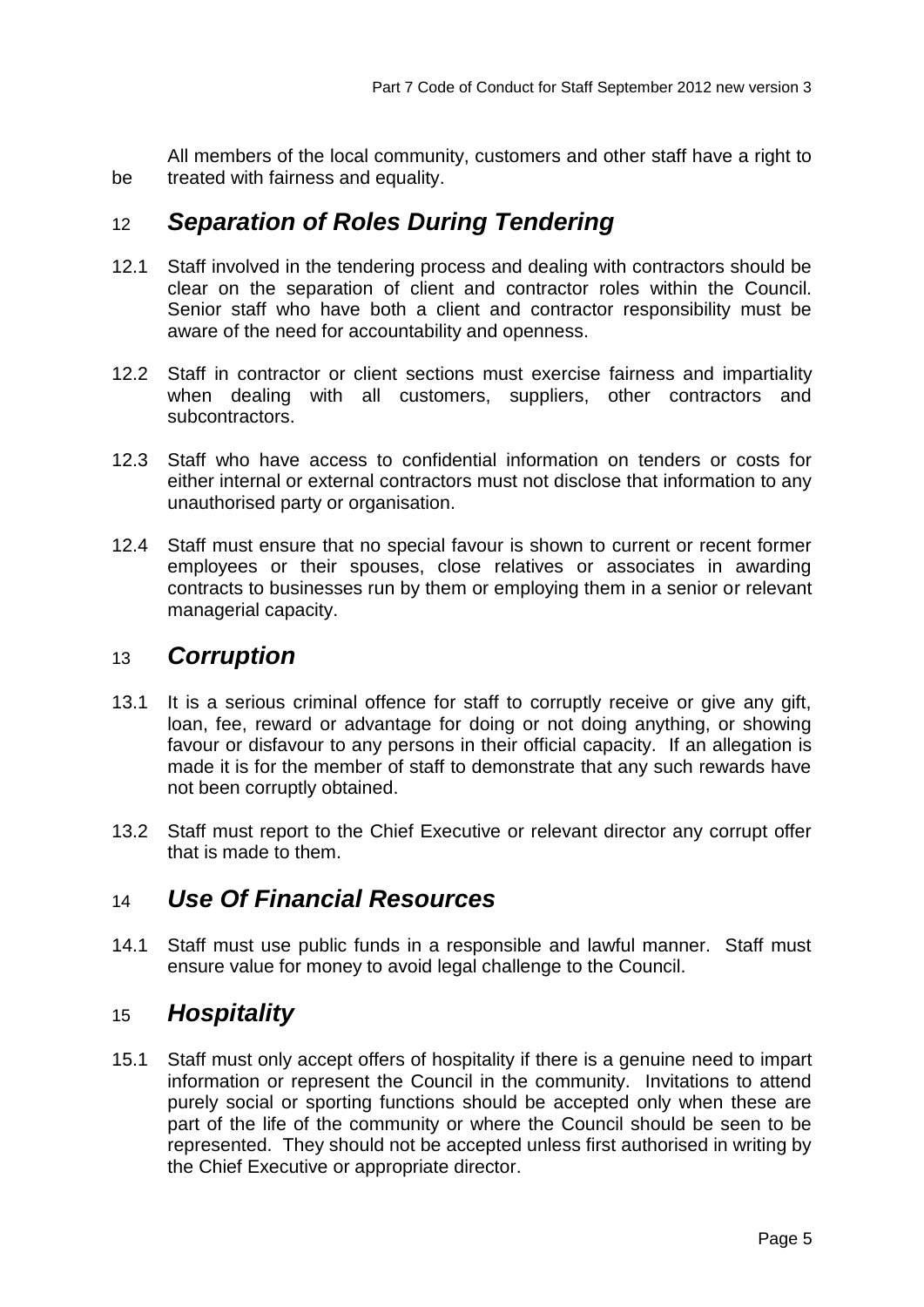All members of the local community, customers and other staff have a right to be treated with fairness and equality.

## 12 *Separation of Roles During Tendering*

12.1 Staff involved in the tendering process and dealing with contractors should be clear on the separation of client and contractor roles within the Council. Senior staff who have both a client and contractor responsibility must be aware of the need for accountability and openness.

12.2 Staff in contractor or client sections must exercise fairness and impartiality when dealing with all customers, suppliers, other contractors and subcontractors.

12.3 Staff who have access to confidential information on tenders or costs for either internal or external contractors must not disclose that information to any unauthorised party or organisation.

12.4 Staff must ensure that no special favour is shown to current or recent former employees or their spouses, close relatives or associates in awarding contracts to businesses run by them or employing them in a senior or relevant managerial capacity.

## 13 *Corruption*

13.1 It is a serious criminal offence for staff to corruptly receive or give any gift, loan, fee, reward or advantage for doing or not doing anything, or showing favour or disfavour to any persons in their official capacity. If an allegation is made it is for the member of staff to demonstrate that any such rewards have not been corruptly obtained.

13.2 Staff must report to the Chief Executive or relevant director any corrupt offer that is made to them.

## 14 *Use Of Financial Resources*

14.1 Staff must use public funds in a responsible and lawful manner. Staff must ensure value for money to avoid legal challenge to the Council.

## 15 *Hospitality*

15.1 Staff must only accept offers of hospitality if there is a genuine need to impart information or represent the Council in the community. Invitations to attend purely social or sporting functions should be accepted only when these are part of the life of the community or where the Council should be seen to be represented. They should not be accepted unless first authorised in writing by the Chief Executive or appropriate director.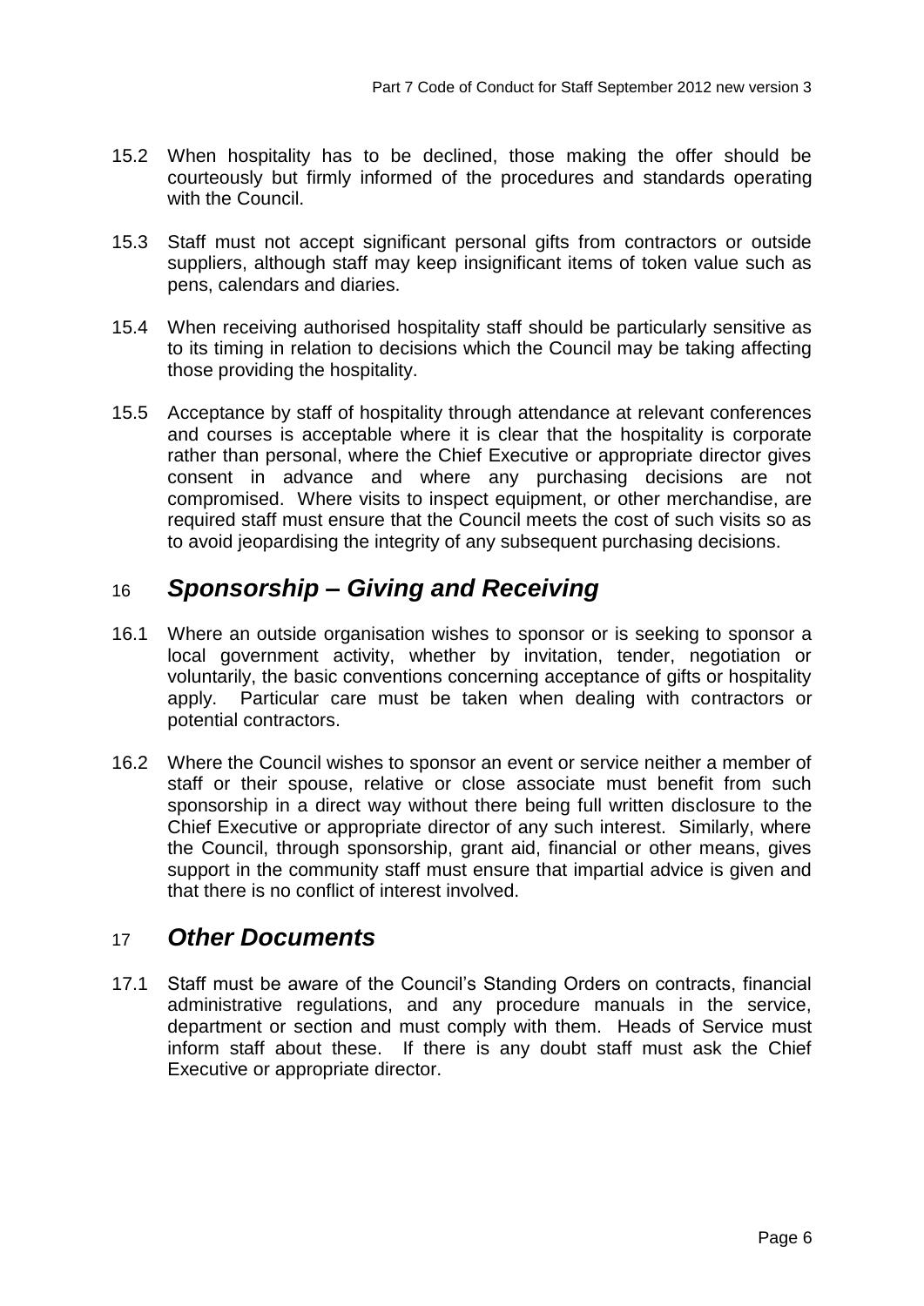15.2 When hospitality has to be declined, those making the offer should be courteously but firmly informed of the procedures and standards operating with the Council.

15.3 Staff must not accept significant personal gifts from contractors or outside suppliers, although staff may keep insignificant items of token value such as pens, calendars and diaries.

15.4 When receiving authorised hospitality staff should be particularly sensitive as to its timing in relation to decisions which the Council may be taking affecting those providing the hospitality.

15.5 Acceptance by staff of hospitality through attendance at relevant conferences and courses is acceptable where it is clear that the hospitality is corporate rather than personal, where the Chief Executive or appropriate director gives consent in advance and where any purchasing decisions are not compromised. Where visits to inspect equipment, or other merchandise, are required staff must ensure that the Council meets the cost of such visits so as to avoid jeopardising the integrity of any subsequent purchasing decisions.

## 16 *Sponsorship – Giving and Receiving*

16.1 Where an outside organisation wishes to sponsor or is seeking to sponsor a local government activity, whether by invitation, tender, negotiation or voluntarily, the basic conventions concerning acceptance of gifts or hospitality apply. Particular care must be taken when dealing with contractors or potential contractors.

16.2 Where the Council wishes to sponsor an event or service neither a member of staff or their spouse, relative or close associate must benefit from such sponsorship in a direct way without there being full written disclosure to the Chief Executive or appropriate director of any such interest. Similarly, where the Council, through sponsorship, grant aid, financial or other means, gives support in the community staff must ensure that impartial advice is given and that there is no conflict of interest involved.

## 17 *Other Documents*

17.1 Staff must be aware of the Council's Standing Orders on contracts, financial administrative regulations, and any procedure manuals in the service, department or section and must comply with them. Heads of Service must inform staff about these. If there is any doubt staff must ask the Chief Executive or appropriate director.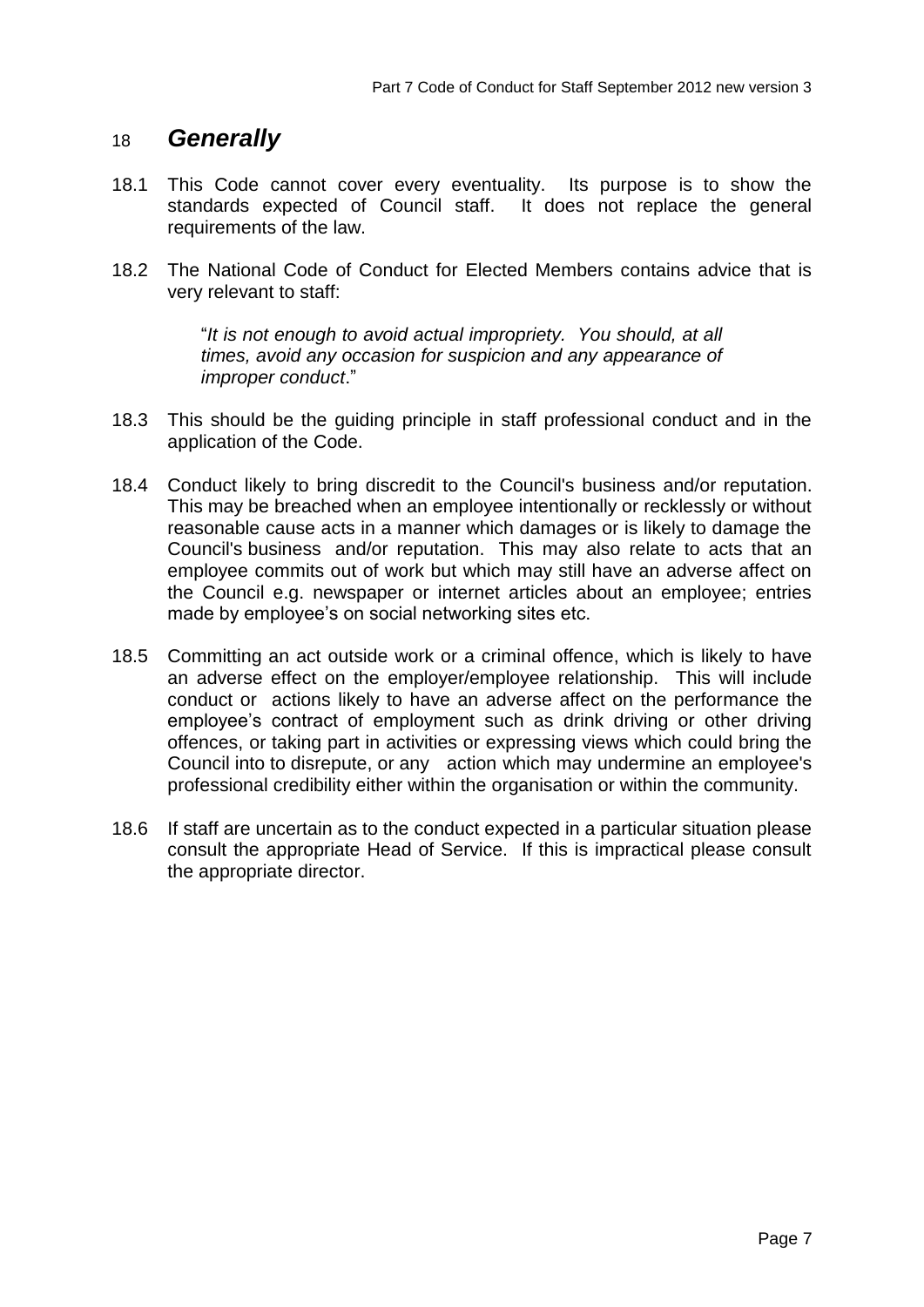## 18 *Generally*

18.1 This Code cannot cover every eventuality. Its purpose is to show the standards expected of Council staff. It does not replace the general requirements of the law.

18.2 The National Code of Conduct for Elected Members contains advice that is very relevant to staff:

> "*It is not enough to avoid actual impropriety. You should, at all times, avoid any occasion for suspicion and any appearance of improper conduct*."

18.3 This should be the guiding principle in staff professional conduct and in the application of the Code.

18.4 Conduct likely to bring discredit to the Council's business and/or reputation. This may be breached when an employee intentionally or recklessly or without reasonable cause acts in a manner which damages or is likely to damage the Council's business and/or reputation. This may also relate to acts that an employee commits out of work but which may still have an adverse affect on the Council e.g. newspaper or internet articles about an employee; entries made by employee's on social networking sites etc.

18.5 Committing an act outside work or a criminal offence, which is likely to have an adverse effect on the employer/employee relationship. This will include conduct or actions likely to have an adverse affect on the performance the employee's contract of employment such as drink driving or other driving offences, or taking part in activities or expressing views which could bring the Council into to disrepute, or any action which may undermine an employee's professional credibility either within the organisation or within the community.

18.6 If staff are uncertain as to the conduct expected in a particular situation please consult the appropriate Head of Service. If this is impractical please consult the appropriate director.